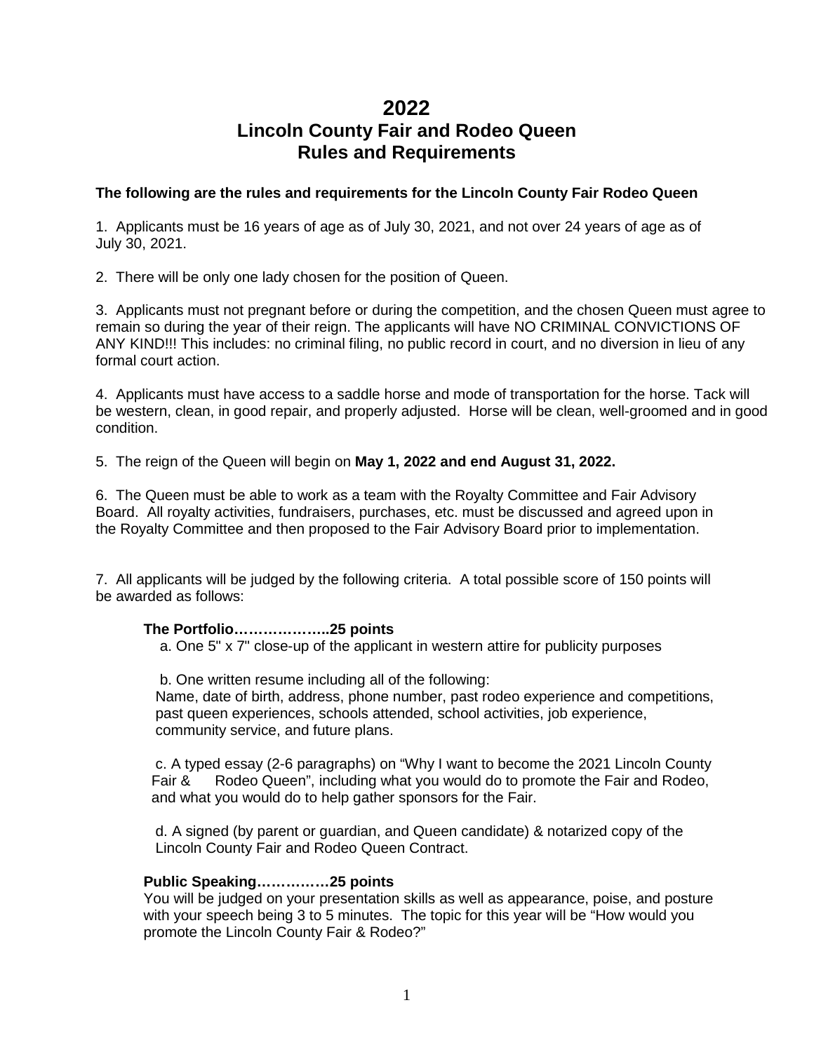# 2022
# Lincoln County Fair and Rodeo Queen
# Rules and Requirements

**The following are the rules and requirements for the Lincoln County Fair Rodeo Queen**

1. Applicants must be 16 years of age as of July 30, 2021, and not over 24 years of age as of July 30, 2021.

2. There will be only one lady chosen for the position of Queen.

3. Applicants must not pregnant before or during the competition, and the chosen Queen must agree to remain so during the year of their reign. The applicants will have NO CRIMINAL CONVICTIONS OF ANY KIND!!! This includes: no criminal filing, no public record in court, and no diversion in lieu of any formal court action.

4. Applicants must have access to a saddle horse and mode of transportation for the horse. Tack will be western, clean, in good repair, and properly adjusted. Horse will be clean, well-groomed and in good condition.

5. The reign of the Queen will begin on **May 1, 2022 and end August 31, 2022.**

6. The Queen must be able to work as a team with the Royalty Committee and Fair Advisory Board. All royalty activities, fundraisers, purchases, etc. must be discussed and agreed upon in the Royalty Committee and then proposed to the Fair Advisory Board prior to implementation.

7. All applicants will be judged by the following criteria. A total possible score of 150 points will be awarded as follows:

**The Portfolio………………..25 points**

a. One 5" x 7" close-up of the applicant in western attire for publicity purposes

b. One written resume including all of the following:
Name, date of birth, address, phone number, past rodeo experience and competitions, past queen experiences, schools attended, school activities, job experience, community service, and future plans.

c. A typed essay (2-6 paragraphs) on "Why I want to become the 2021 Lincoln County Fair & Rodeo Queen", including what you would do to promote the Fair and Rodeo, and what you would do to help gather sponsors for the Fair.

d. A signed (by parent or guardian, and Queen candidate) & notarized copy of the Lincoln County Fair and Rodeo Queen Contract.

**Public Speaking……………25 points**

You will be judged on your presentation skills as well as appearance, poise, and posture with your speech being 3 to 5 minutes. The topic for this year will be "How would you promote the Lincoln County Fair & Rodeo?"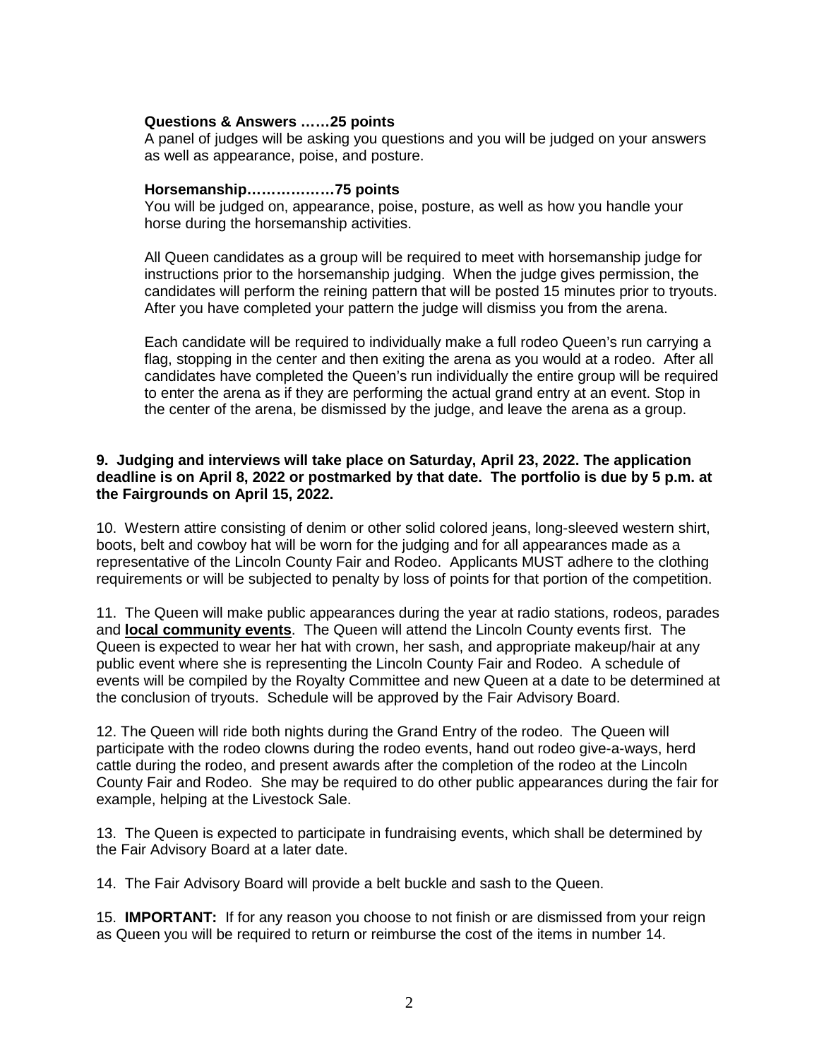**Questions & Answers ……25 points**
A panel of judges will be asking you questions and you will be judged on your answers as well as appearance, poise, and posture.

**Horsemanship………………75 points**
You will be judged on, appearance, poise, posture, as well as how you handle your horse during the horsemanship activities.

All Queen candidates as a group will be required to meet with horsemanship judge for instructions prior to the horsemanship judging. When the judge gives permission, the candidates will perform the reining pattern that will be posted 15 minutes prior to tryouts. After you have completed your pattern the judge will dismiss you from the arena.

Each candidate will be required to individually make a full rodeo Queen's run carrying a flag, stopping in the center and then exiting the arena as you would at a rodeo. After all candidates have completed the Queen's run individually the entire group will be required to enter the arena as if they are performing the actual grand entry at an event. Stop in the center of the arena, be dismissed by the judge, and leave the arena as a group.

**9. Judging and interviews will take place on Saturday, April 23, 2022. The application deadline is on April 8, 2022 or postmarked by that date. The portfolio is due by 5 p.m. at the Fairgrounds on April 15, 2022.**

10. Western attire consisting of denim or other solid colored jeans, long-sleeved western shirt, boots, belt and cowboy hat will be worn for the judging and for all appearances made as a representative of the Lincoln County Fair and Rodeo. Applicants MUST adhere to the clothing requirements or will be subjected to penalty by loss of points for that portion of the competition.

11. The Queen will make public appearances during the year at radio stations, rodeos, parades and **<u>local community events</u>**. The Queen will attend the Lincoln County events first. The Queen is expected to wear her hat with crown, her sash, and appropriate makeup/hair at any public event where she is representing the Lincoln County Fair and Rodeo. A schedule of events will be compiled by the Royalty Committee and new Queen at a date to be determined at the conclusion of tryouts. Schedule will be approved by the Fair Advisory Board.

12. The Queen will ride both nights during the Grand Entry of the rodeo. The Queen will participate with the rodeo clowns during the rodeo events, hand out rodeo give-a-ways, herd cattle during the rodeo, and present awards after the completion of the rodeo at the Lincoln County Fair and Rodeo. She may be required to do other public appearances during the fair for example, helping at the Livestock Sale.

13. The Queen is expected to participate in fundraising events, which shall be determined by the Fair Advisory Board at a later date.

14. The Fair Advisory Board will provide a belt buckle and sash to the Queen.

15. **IMPORTANT:** If for any reason you choose to not finish or are dismissed from your reign as Queen you will be required to return or reimburse the cost of the items in number 14.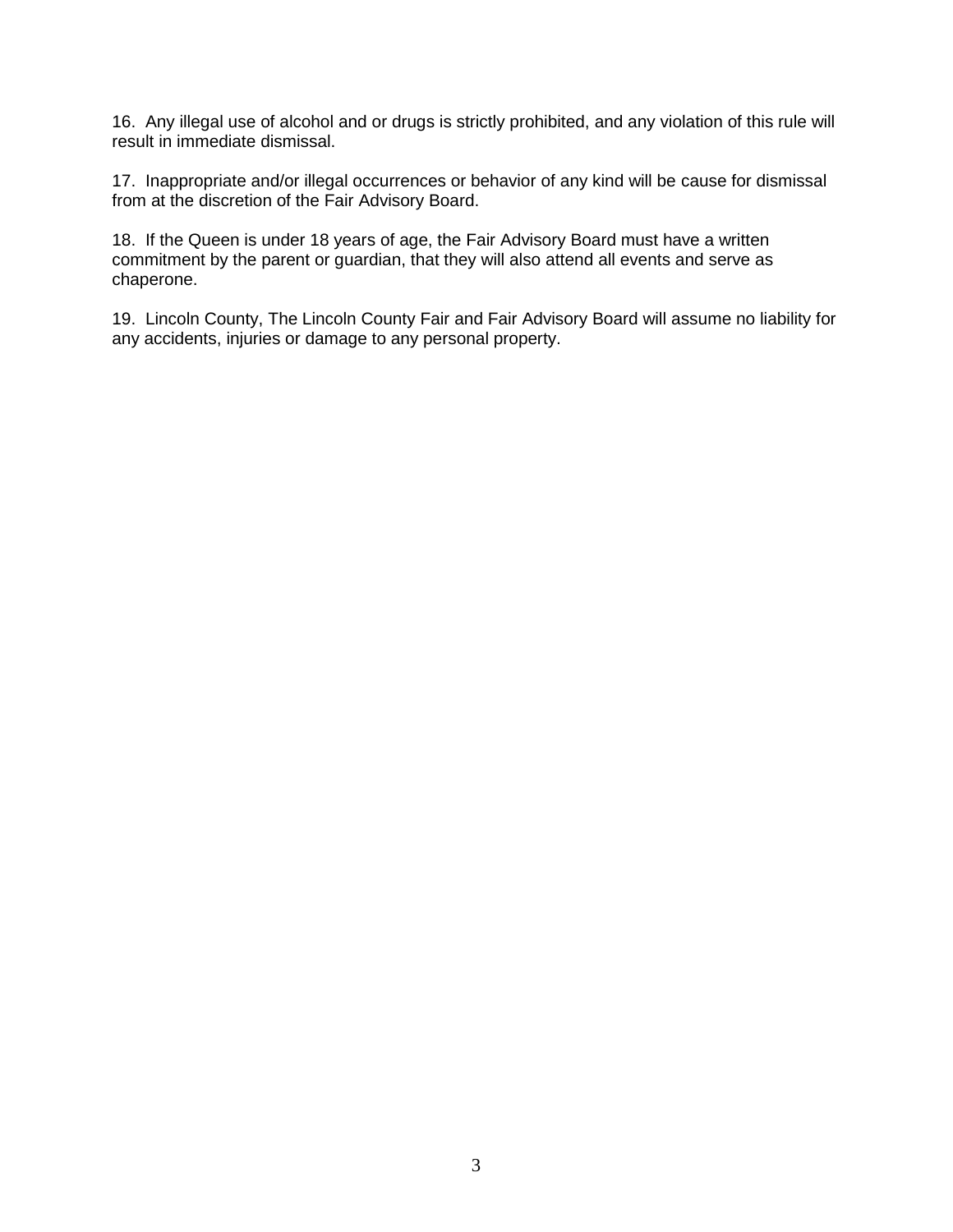16. Any illegal use of alcohol and or drugs is strictly prohibited, and any violation of this rule will result in immediate dismissal.

17. Inappropriate and/or illegal occurrences or behavior of any kind will be cause for dismissal from at the discretion of the Fair Advisory Board.

18. If the Queen is under 18 years of age, the Fair Advisory Board must have a written commitment by the parent or guardian, that they will also attend all events and serve as chaperone.

19. Lincoln County, The Lincoln County Fair and Fair Advisory Board will assume no liability for any accidents, injuries or damage to any personal property.